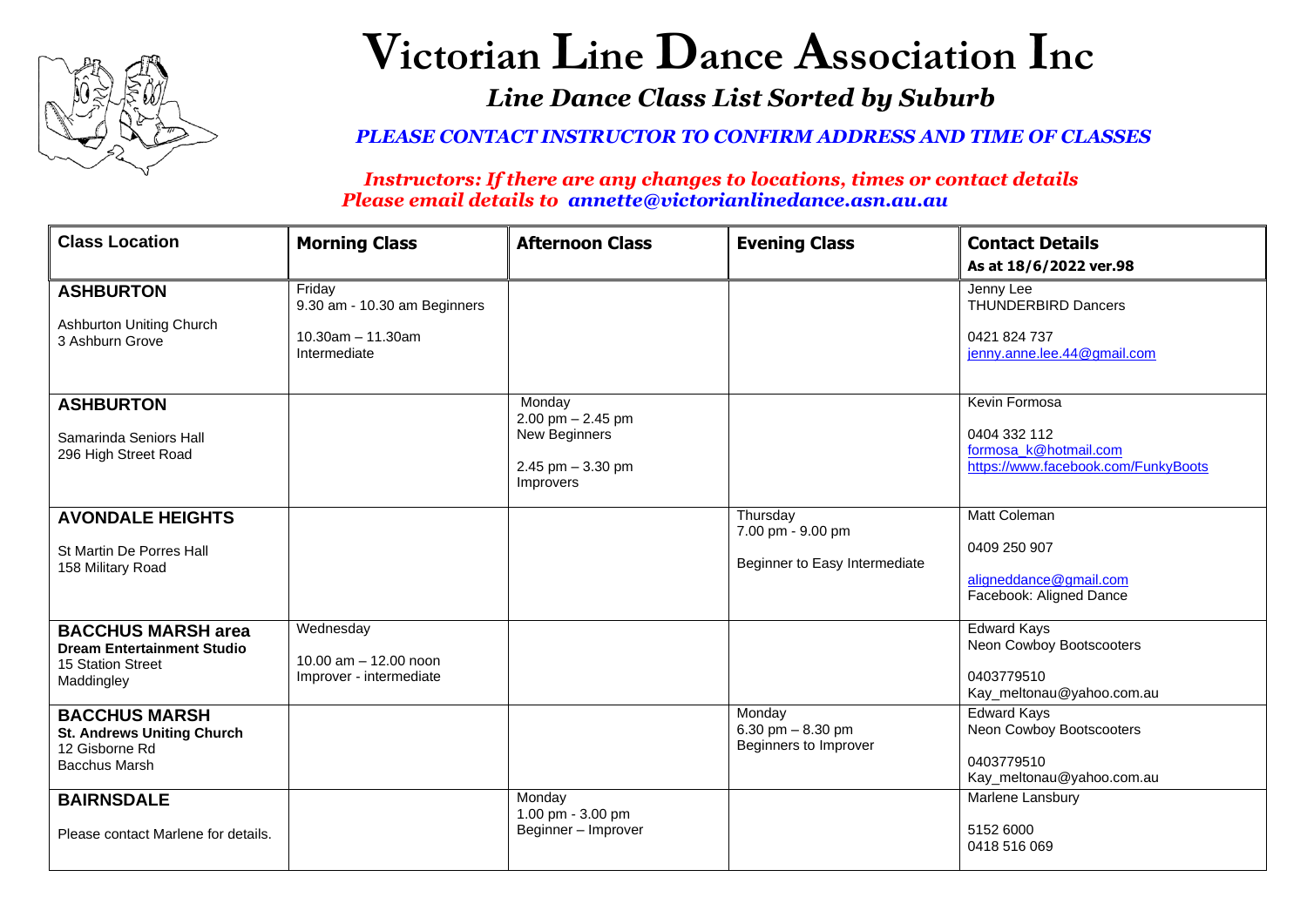# Victorian Line Dance Association Inc

## *Line Dance Class List Sorted by Suburb*

***PLEASE CONTACT INSTRUCTOR TO CONFIRM ADDRESS AND TIME OF CLASSES***

***Instructors: If there are any changes to locations, times or contact details Please email details to annette@victorianlinedance.asn.au.au***

| Class Location | Morning Class | Afternoon Class | Evening Class | Contact Details<br>As at 18/6/2022 ver.98 |
|---|---|---|---|---|
| **ASHBURTON**<br>Ashburton Uniting Church<br>3 Ashburn Grove | Friday<br>9.30 am - 10.30 am Beginners<br>10.30am – 11.30am<br>Intermediate | | | Jenny Lee<br>THUNDERBIRD Dancers<br>0421 824 737<br>jenny.anne.lee.44@gmail.com |
| **ASHBURTON**<br>Samarinda Seniors Hall<br>296 High Street Road | | Monday<br>2.00 pm – 2.45 pm<br>New Beginners<br>2.45 pm – 3.30 pm<br>Improvers | | Kevin Formosa<br>0404 332 112<br>formosa_k@hotmail.com<br>https://www.facebook.com/FunkyBoots |
| **AVONDALE HEIGHTS**<br>St Martin De Porres Hall<br>158 Military Road | | | Thursday<br>7.00 pm - 9.00 pm<br>Beginner to Easy Intermediate | Matt Coleman<br>0409 250 907<br>aligneddance@gmail.com<br>Facebook: Aligned Dance |
| **BACCHUS MARSH area**<br>**Dream Entertainment Studio**<br>15 Station Street<br>Maddingley | Wednesday<br>10.00 am – 12.00 noon<br>Improver - intermediate | | | Edward Kays<br>Neon Cowboy Bootscooters<br>0403779510<br>Kay_meltonau@yahoo.com.au |
| **BACCHUS MARSH**<br>**St. Andrews Uniting Church**<br>12 Gisborne Rd<br>Bacchus Marsh | | | Monday<br>6.30 pm – 8.30 pm<br>Beginners to Improver | Edward Kays<br>Neon Cowboy Bootscooters<br>0403779510<br>Kay_meltonau@yahoo.com.au |
| **BAIRNSDALE**<br>Please contact Marlene for details. | | Monday<br>1.00 pm - 3.00 pm<br>Beginner – Improver | | Marlene Lansbury<br>5152 6000<br>0418 516 069 |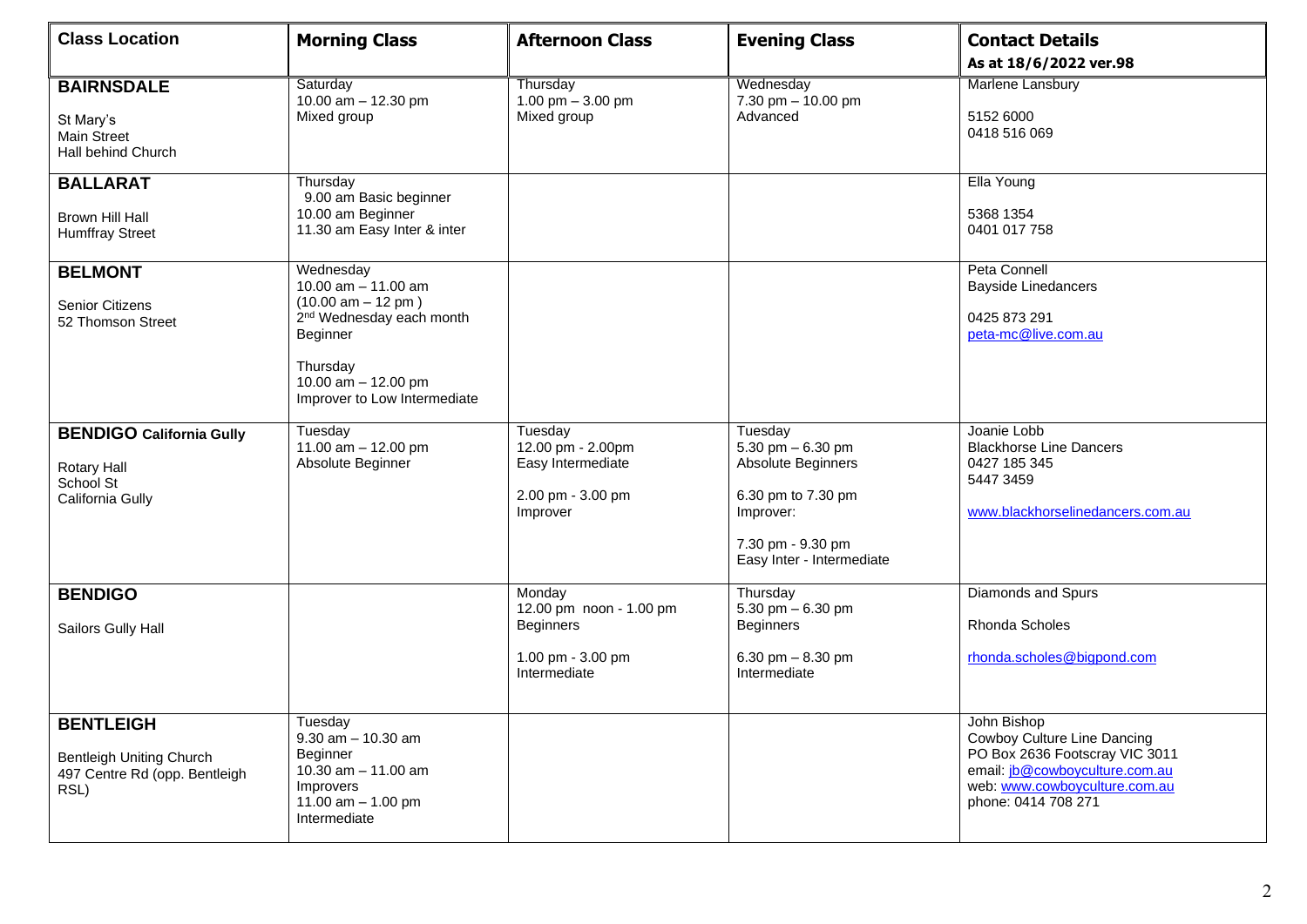| Class Location | Morning Class | Afternoon Class | Evening Class | Contact Details<br>As at 18/6/2022 ver.98 |
|---|---|---|---|---|
| **BAIRNSDALE**<br><br>St Mary's<br>Main Street<br>Hall behind Church | Saturday<br>10.00 am – 12.30 pm<br>Mixed group | Thursday<br>1.00 pm – 3.00 pm<br>Mixed group | Wednesday<br>7.30 pm – 10.00 pm<br>Advanced | Marlene Lansbury<br><br>5152 6000<br>0418 516 069 |
| **BALLARAT**<br><br>Brown Hill Hall<br>Humffray Street | Thursday<br>9.00 am Basic beginner<br>10.00 am Beginner<br>11.30 am Easy Inter & inter | | | Ella Young<br><br>5368 1354<br>0401 017 758 |
| **BELMONT**<br><br>Senior Citizens<br>52 Thomson Street | Wednesday<br>10.00 am – 11.00 am<br>(10.00 am – 12 pm )<br>2nd Wednesday each month<br>Beginner<br><br>Thursday<br>10.00 am – 12.00 pm<br>Improver to Low Intermediate | | | Peta Connell<br>Bayside Linedancers<br><br>0425 873 291<br>peta-mc@live.com.au |
| **BENDIGO California Gully**<br><br>Rotary Hall<br>School St<br>California Gully | Tuesday<br>11.00 am – 12.00 pm<br>Absolute Beginner | Tuesday<br>12.00 pm - 2.00pm<br>Easy Intermediate<br><br>2.00 pm - 3.00 pm<br>Improver | Tuesday<br>5.30 pm – 6.30 pm<br>Absolute Beginners<br><br>6.30 pm to 7.30 pm<br>Improver:<br><br>7.30 pm - 9.30 pm<br>Easy Inter - Intermediate | Joanie Lobb<br>Blackhorse Line Dancers<br>0427 185 345<br>5447 3459<br><br>www.blackhorselinedancers.com.au |
| **BENDIGO**<br><br>Sailors Gully Hall | | Monday<br>12.00 pm noon - 1.00 pm<br>Beginners<br><br>1.00 pm - 3.00 pm<br>Intermediate | Thursday<br>5.30 pm – 6.30 pm<br>Beginners<br><br>6.30 pm – 8.30 pm<br>Intermediate | Diamonds and Spurs<br><br>Rhonda Scholes<br><br>rhonda.scholes@bigpond.com |
| **BENTLEIGH**<br><br>Bentleigh Uniting Church<br>497 Centre Rd (opp. Bentleigh RSL) | Tuesday<br>9.30 am – 10.30 am<br>Beginner<br>10.30 am – 11.00 am<br>Improvers<br>11.00 am – 1.00 pm<br>Intermediate | | | John Bishop<br>Cowboy Culture Line Dancing<br>PO Box 2636 Footscray VIC 3011<br>email: jb@cowboyculture.com.au<br>web: www.cowboyculture.com.au<br>phone: 0414 708 271 |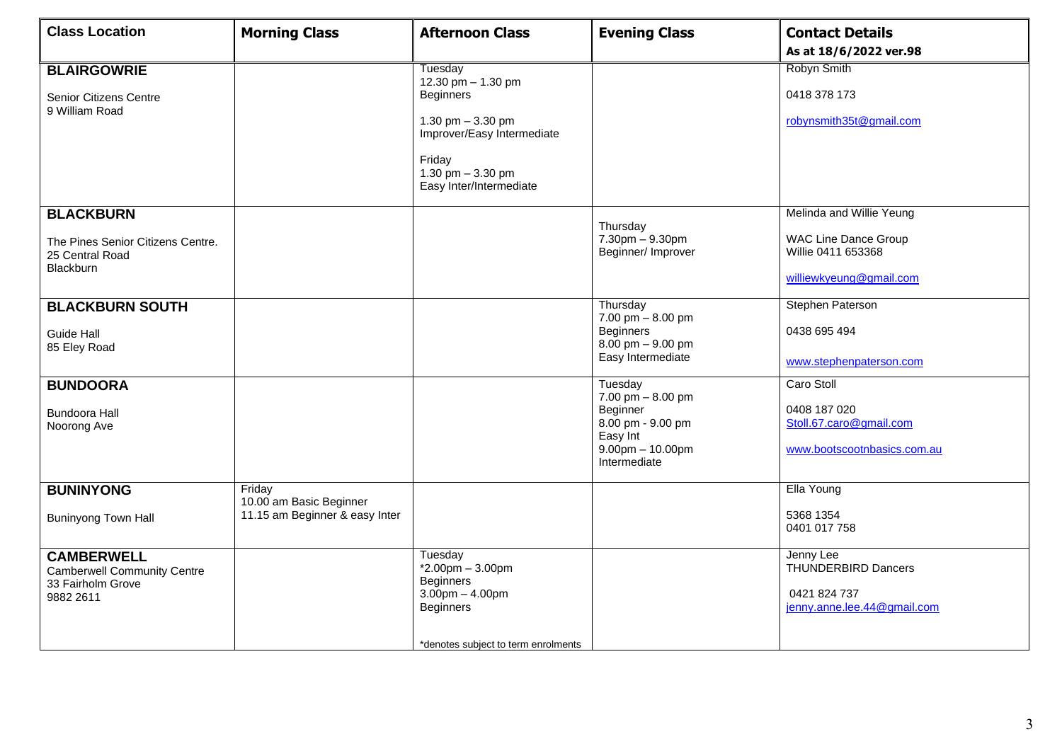| Class Location | Morning Class | Afternoon Class | Evening Class | Contact Details<br>As at 18/6/2022 ver.98 |
|---|---|---|---|---|
| **BLAIRGOWRIE**<br><br>Senior Citizens Centre<br>9 William Road | | Tuesday<br>12.30 pm – 1.30 pm<br>Beginners<br><br>1.30 pm – 3.30 pm<br>Improver/Easy Intermediate<br><br>Friday<br>1.30 pm – 3.30 pm<br>Easy Inter/Intermediate | | Robyn Smith<br><br>0418 378 173<br><br>robynsmith35t@gmail.com |
| **BLACKBURN**<br><br>The Pines Senior Citizens Centre.<br>25 Central Road<br>Blackburn | | | Thursday<br>7.30pm – 9.30pm<br>Beginner/ Improver | Melinda and Willie Yeung<br><br>WAC Line Dance Group<br>Willie 0411 653368<br><br>williewkyeung@gmail.com |
| **BLACKBURN SOUTH**<br><br>Guide Hall<br>85 Eley Road | | | Thursday<br>7.00 pm – 8.00 pm<br>Beginners<br>8.00 pm – 9.00 pm<br>Easy Intermediate | Stephen Paterson<br><br>0438 695 494<br><br>www.stephenpaterson.com |
| **BUNDOORA**<br><br>Bundoora Hall<br>Noorong Ave | | | Tuesday<br>7.00 pm – 8.00 pm<br>Beginner<br>8.00 pm - 9.00 pm<br>Easy Int<br>9.00pm – 10.00pm<br>Intermediate | Caro Stoll<br><br>0408 187 020<br>Stoll.67.caro@gmail.com<br><br>www.bootscootnbasics.com.au |
| **BUNINYONG**<br><br>Buninyong Town Hall | Friday<br>10.00 am Basic Beginner<br>11.15 am Beginner & easy Inter | | | Ella Young<br><br>5368 1354<br>0401 017 758 |
| **CAMBERWELL**<br>Camberwell Community Centre<br>33 Fairholm Grove<br>9882 2611 | | Tuesday<br>*2.00pm – 3.00pm<br>Beginners<br>3.00pm – 4.00pm<br>Beginners<br><br>*denotes subject to term enrolments | | Jenny Lee<br>THUNDERBIRD Dancers<br><br>0421 824 737<br>jenny.anne.lee.44@gmail.com |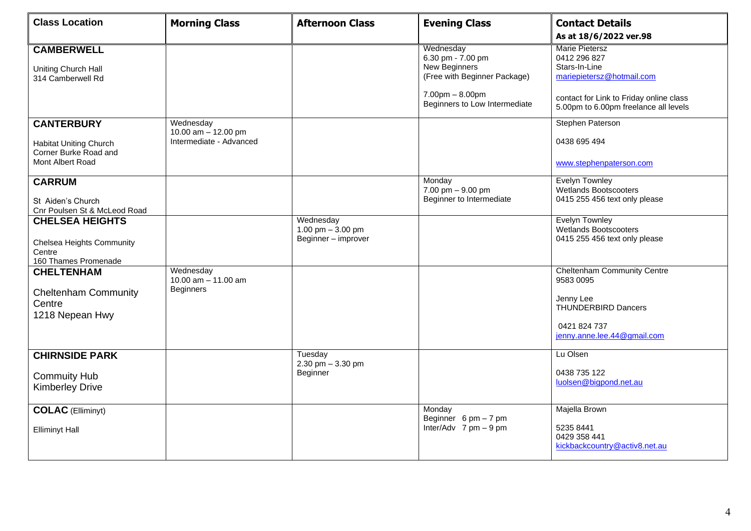| Class Location | Morning Class | Afternoon Class | Evening Class | Contact Details<br>As at 18/6/2022 ver.98 |
|---|---|---|---|---|
| **CAMBERWELL**<br><br>Uniting Church Hall<br>314 Camberwell Rd | | | Wednesday<br>6.30 pm - 7.00 pm<br>New Beginners<br>(Free with Beginner Package)<br><br>7.00pm – 8.00pm<br>Beginners to Low Intermediate | Marie Pietersz<br>0412 296 827<br>Stars-In-Line<br>mariepietersz@hotmail.com<br><br>contact for Link to Friday online class<br>5.00pm to 6.00pm freelance all levels |
| **CANTERBURY**<br><br>Habitat Uniting Church<br>Corner Burke Road and<br>Mont Albert Road | Wednesday<br>10.00 am – 12.00 pm<br>Intermediate - Advanced | | | Stephen Paterson<br><br>0438 695 494<br><br>www.stephenpaterson.com |
| **CARRUM**<br><br>St Aiden's Church<br>Cnr Poulsen St & McLeod Road | | | Monday<br>7.00 pm – 9.00 pm<br>Beginner to Intermediate | Evelyn Townley<br>Wetlands Bootscooters<br>0415 255 456 text only please |
| **CHELSEA HEIGHTS**<br><br>Chelsea Heights Community Centre<br>160 Thames Promenade | | Wednesday<br>1.00 pm – 3.00 pm<br>Beginner – improver | | Evelyn Townley<br>Wetlands Bootscooters<br>0415 255 456 text only please |
| **CHELTENHAM**<br><br>Cheltenham Community Centre<br>1218 Nepean Hwy | Wednesday<br>10.00 am – 11.00 am<br>Beginners | | | Cheltenham Community Centre<br>9583 0095<br><br>Jenny Lee<br>THUNDERBIRD Dancers<br><br>0421 824 737<br>jenny.anne.lee.44@gmail.com |
| **CHIRNSIDE PARK**<br><br>Commuity Hub<br>Kimberley Drive | | Tuesday<br>2.30 pm – 3.30 pm<br>Beginner | | Lu Olsen<br><br>0438 735 122<br>luolsen@bigpond.net.au |
| **COLAC** (Elliminyt)<br><br>Elliminyt Hall | | | Monday<br>Beginner 6 pm – 7 pm<br>Inter/Adv 7 pm – 9 pm | Majella Brown<br><br>5235 8441<br>0429 358 441<br>kickbackcountry@activ8.net.au |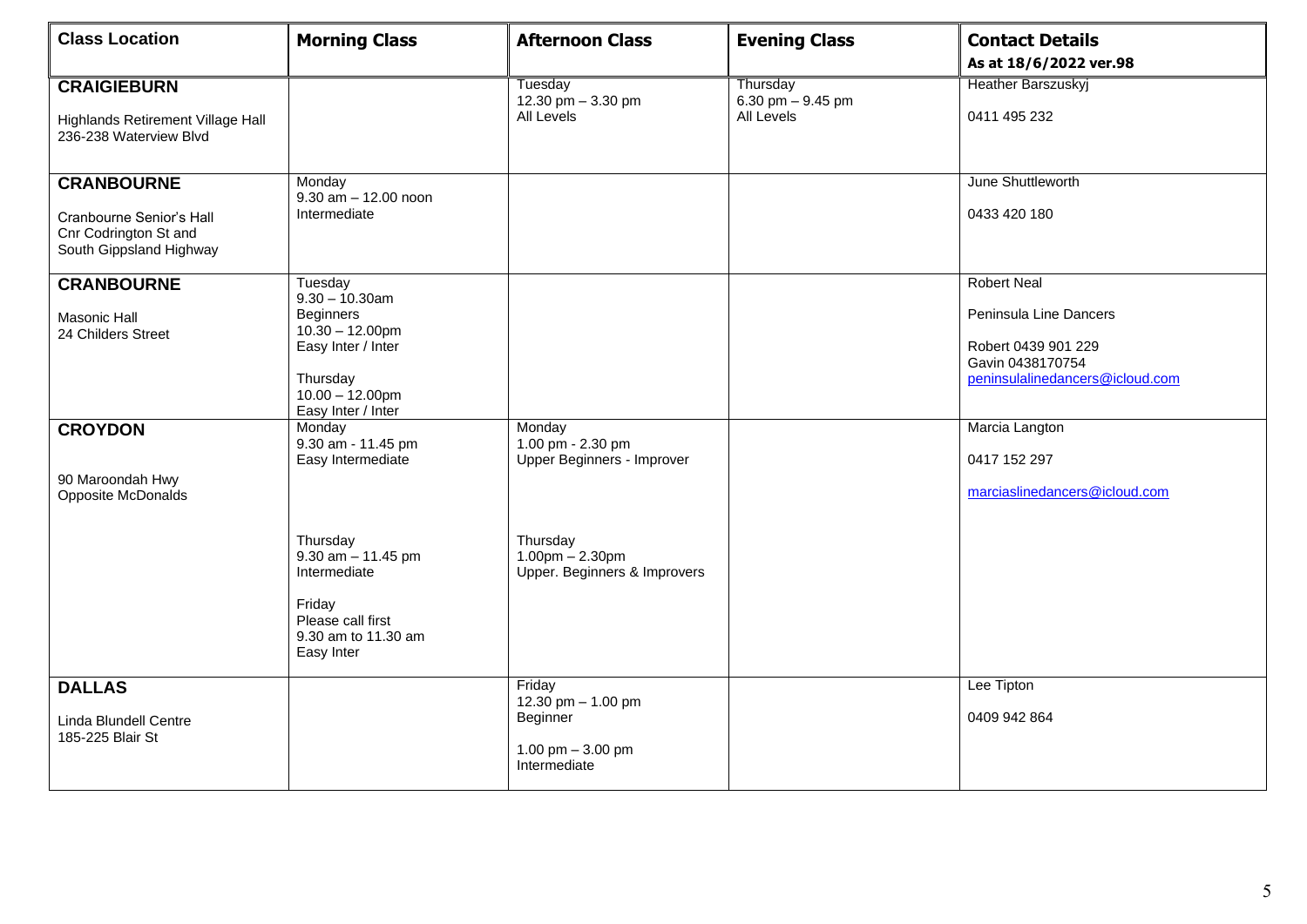| Class Location | Morning Class | Afternoon Class | Evening Class | Contact Details<br>As at 18/6/2022 ver.98 |
|---|---|---|---|---|
| **CRAIGIEBURN**<br><br>Highlands Retirement Village Hall<br>236-238 Waterview Blvd | | Tuesday<br>12.30 pm – 3.30 pm<br>All Levels | Thursday<br>6.30 pm – 9.45 pm<br>All Levels | Heather Barszuskyj<br><br>0411 495 232 |
| **CRANBOURNE**<br><br>Cranbourne Senior's Hall<br>Cnr Codrington St and<br>South Gippsland Highway | Monday<br>9.30 am – 12.00 noon<br>Intermediate | | | June Shuttleworth<br><br>0433 420 180 |
| **CRANBOURNE**<br><br>Masonic Hall<br>24 Childers Street | Tuesday<br>9.30 – 10.30am<br>Beginners<br>10.30 – 12.00pm<br>Easy Inter / Inter<br><br>Thursday<br>10.00 – 12.00pm<br>Easy Inter / Inter | | | Robert Neal<br><br>Peninsula Line Dancers<br><br>Robert 0439 901 229<br>Gavin 0438170754<br>peninsulalinedancers@icloud.com |
| **CROYDON**<br><br>90 Maroondah Hwy<br>Opposite McDonalds | Monday<br>9.30 am - 11.45 pm<br>Easy Intermediate<br><br>Thursday<br>9.30 am – 11.45 pm<br>Intermediate<br><br>Friday<br>Please call first<br>9.30 am to 11.30 am<br>Easy Inter | Monday<br>1.00 pm - 2.30 pm<br>Upper Beginners - Improver<br><br>Thursday<br>1.00pm – 2.30pm<br>Upper. Beginners & Improvers | | Marcia Langton<br><br>0417 152 297<br><br>marciaslinedancers@icloud.com |
| **DALLAS**<br><br>Linda Blundell Centre<br>185-225 Blair St | | Friday<br>12.30 pm – 1.00 pm<br>Beginner<br><br>1.00 pm – 3.00 pm<br>Intermediate | | Lee Tipton<br><br>0409 942 864 |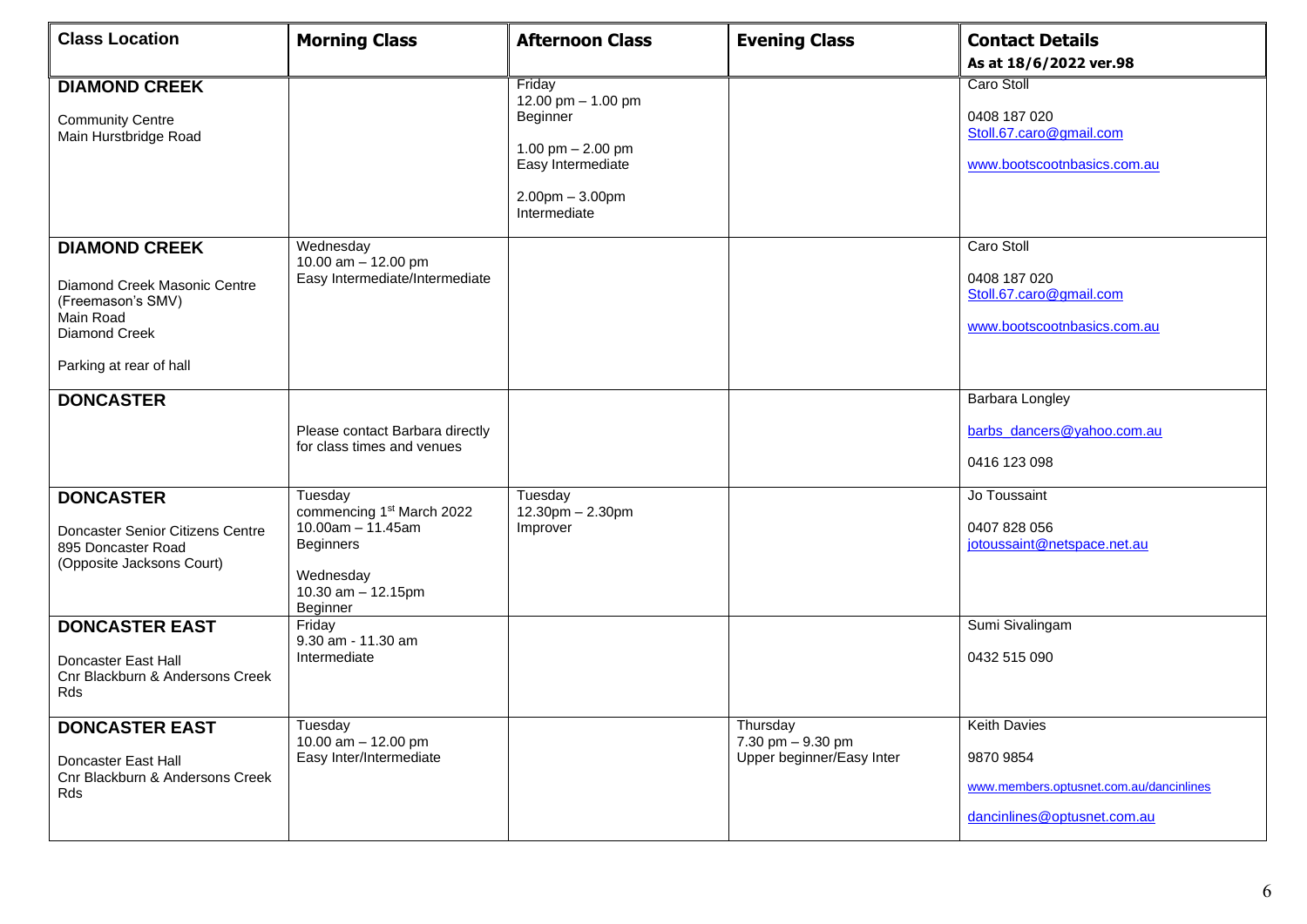| **Class Location** | **Morning Class** | **Afternoon Class** | **Evening Class** | **Contact Details** As at 18/6/2022 ver.98 |
|---|---|---|---|---|
| **DIAMOND CREEK**<br><br>Community Centre<br>Main Hurstbridge Road | | Friday<br>12.00 pm – 1.00 pm<br>Beginner<br><br>1.00 pm – 2.00 pm<br>Easy Intermediate<br><br>2.00pm – 3.00pm<br>Intermediate | | Caro Stoll<br><br>0408 187 020<br>Stoll.67.caro@gmail.com<br><br>www.bootscootnbasics.com.au |
| **DIAMOND CREEK**<br><br>Diamond Creek Masonic Centre (Freemason's SMV)<br>Main Road<br>Diamond Creek<br><br>Parking at rear of hall | Wednesday<br>10.00 am – 12.00 pm<br>Easy Intermediate/Intermediate | | | Caro Stoll<br><br>0408 187 020<br>Stoll.67.caro@gmail.com<br><br>www.bootscootnbasics.com.au |
| **DONCASTER** | Please contact Barbara directly for class times and venues | | | Barbara Longley<br><br>barbs_dancers@yahoo.com.au<br><br>0416 123 098 |
| **DONCASTER**<br><br>Doncaster Senior Citizens Centre<br>895 Doncaster Road<br>(Opposite Jacksons Court) | Tuesday<br>commencing 1st March 2022<br>10.00am – 11.45am<br>Beginners<br><br>Wednesday<br>10.30 am – 12.15pm<br>Beginner | Tuesday<br>12.30pm – 2.30pm<br>Improver | | Jo Toussaint<br><br>0407 828 056<br>jotoussaint@netspace.net.au |
| **DONCASTER EAST**<br><br>Doncaster East Hall<br>Cnr Blackburn & Andersons Creek Rds | Friday<br>9.30 am - 11.30 am<br>Intermediate | | | Sumi Sivalingam<br><br>0432 515 090 |
| **DONCASTER EAST**<br><br>Doncaster East Hall<br>Cnr Blackburn & Andersons Creek Rds | Tuesday<br>10.00 am – 12.00 pm<br>Easy Inter/Intermediate | | Thursday<br>7.30 pm – 9.30 pm<br>Upper beginner/Easy Inter | Keith Davies<br><br>9870 9854<br><br>www.members.optusnet.com.au/dancinlines<br><br>dancinlines@optusnet.com.au |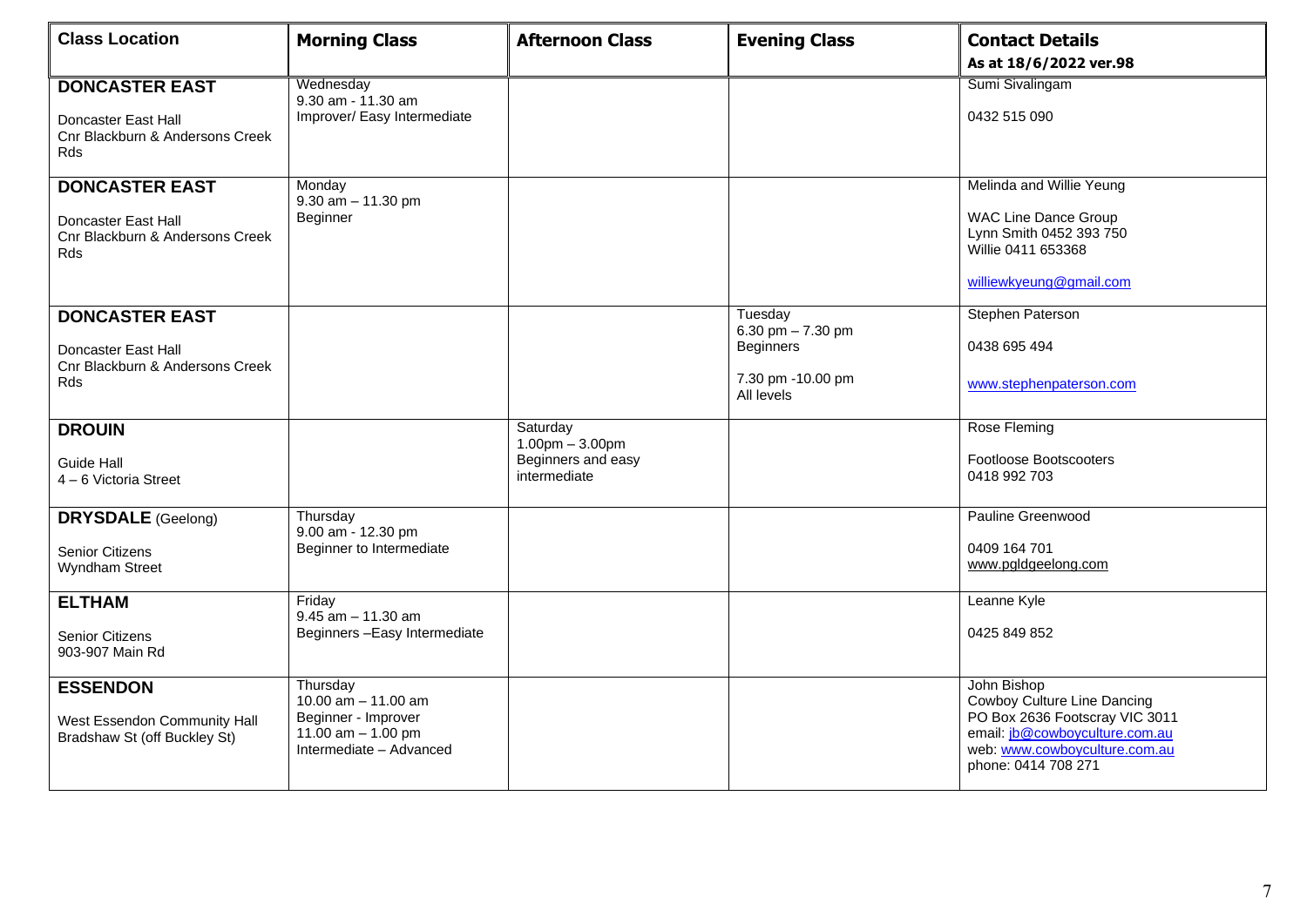| Class Location | Morning Class | Afternoon Class | Evening Class | Contact Details<br>As at 18/6/2022 ver.98 |
|---|---|---|---|---|
| **DONCASTER EAST**<br><br>Doncaster East Hall<br>Cnr Blackburn & Andersons Creek Rds | Wednesday<br>9.30 am - 11.30 am<br>Improver/ Easy Intermediate | | | Sumi Sivalingam<br><br>0432 515 090 |
| **DONCASTER EAST**<br><br>Doncaster East Hall<br>Cnr Blackburn & Andersons Creek Rds | Monday<br>9.30 am – 11.30 pm<br>Beginner | | | Melinda and Willie Yeung<br><br>WAC Line Dance Group<br>Lynn Smith 0452 393 750<br>Willie 0411 653368<br><br>williewkyeung@gmail.com |
| **DONCASTER EAST**<br><br>Doncaster East Hall<br>Cnr Blackburn & Andersons Creek Rds | | | Tuesday<br>6.30 pm – 7.30 pm<br>Beginners<br><br>7.30 pm -10.00 pm<br>All levels | Stephen Paterson<br><br>0438 695 494<br><br>www.stephenpaterson.com |
| **DROUIN**<br><br>Guide Hall<br>4 – 6 Victoria Street | | Saturday<br>1.00pm – 3.00pm<br>Beginners and easy intermediate | | Rose Fleming<br><br>Footloose Bootscooters<br>0418 992 703 |
| **DRYSDALE** (Geelong)<br><br>Senior Citizens<br>Wyndham Street | Thursday<br>9.00 am - 12.30 pm<br>Beginner to Intermediate | | | Pauline Greenwood<br><br>0409 164 701<br>www.pgldgeelong.com |
| **ELTHAM**<br><br>Senior Citizens<br>903-907 Main Rd | Friday<br>9.45 am – 11.30 am<br>Beginners –Easy Intermediate | | | Leanne Kyle<br><br>0425 849 852 |
| **ESSENDON**<br><br>West Essendon Community Hall<br>Bradshaw St (off Buckley St) | Thursday<br>10.00 am – 11.00 am<br>Beginner - Improver<br>11.00 am – 1.00 pm<br>Intermediate – Advanced | | | John Bishop<br>Cowboy Culture Line Dancing<br>PO Box 2636 Footscray VIC 3011<br>email: jb@cowboyculture.com.au<br>web: www.cowboyculture.com.au<br>phone: 0414 708 271 |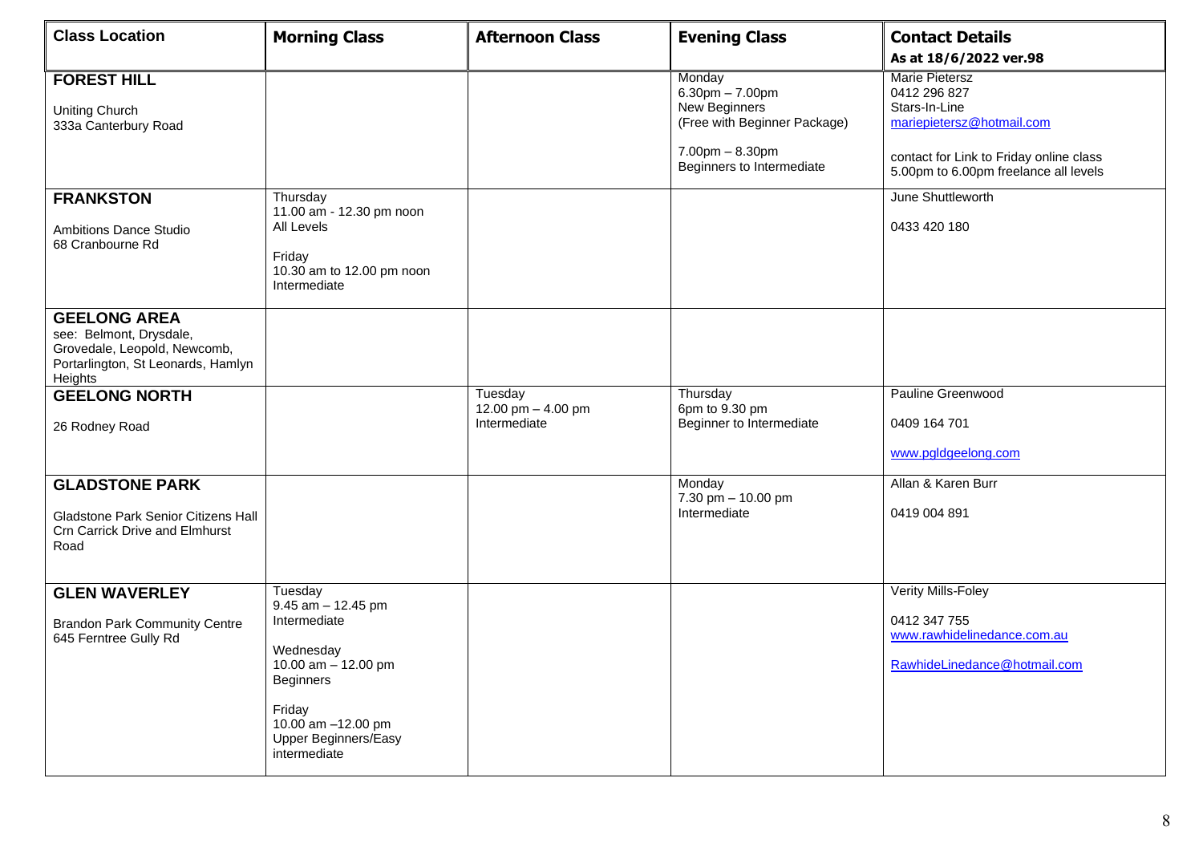| Class Location | Morning Class | Afternoon Class | Evening Class | Contact Details<br>As at 18/6/2022 ver.98 |
|---|---|---|---|---|
| **FOREST HILL**<br><br>Uniting Church<br>333a Canterbury Road | | | Monday<br>6.30pm – 7.00pm<br>New Beginners<br>(Free with Beginner Package)<br><br>7.00pm – 8.30pm<br>Beginners to Intermediate | Marie Pietersz<br>0412 296 827<br>Stars-In-Line<br>mariepietersz@hotmail.com<br><br>contact for Link to Friday online class<br>5.00pm to 6.00pm freelance all levels |
| **FRANKSTON**<br><br>Ambitions Dance Studio<br>68 Cranbourne Rd | Thursday<br>11.00 am - 12.30 pm noon<br>All Levels<br><br>Friday<br>10.30 am to 12.00 pm noon<br>Intermediate | | | June Shuttleworth<br><br>0433 420 180 |
| **GEELONG AREA**<br>see: Belmont, Drysdale, Grovedale, Leopold, Newcomb, Portarlington, St Leonards, Hamlyn Heights | | | | |
| **GEELONG NORTH**<br><br>26 Rodney Road | | Tuesday<br>12.00 pm – 4.00 pm<br>Intermediate | Thursday<br>6pm to 9.30 pm<br>Beginner to Intermediate | Pauline Greenwood<br><br>0409 164 701<br><br>www.pgldgeelong.com |
| **GLADSTONE PARK**<br><br>Gladstone Park Senior Citizens Hall<br>Crn Carrick Drive and Elmhurst Road | | | Monday<br>7.30 pm – 10.00 pm<br>Intermediate | Allan & Karen Burr<br><br>0419 004 891 |
| **GLEN WAVERLEY**<br><br>Brandon Park Community Centre<br>645 Ferntree Gully Rd | Tuesday<br>9.45 am – 12.45 pm<br>Intermediate<br><br>Wednesday<br>10.00 am – 12.00 pm<br>Beginners<br><br>Friday<br>10.00 am –12.00 pm<br>Upper Beginners/Easy intermediate | | | Verity Mills-Foley<br><br>0412 347 755<br>www.rawhidelinedance.com.au<br><br>RawhideLinedance@hotmail.com |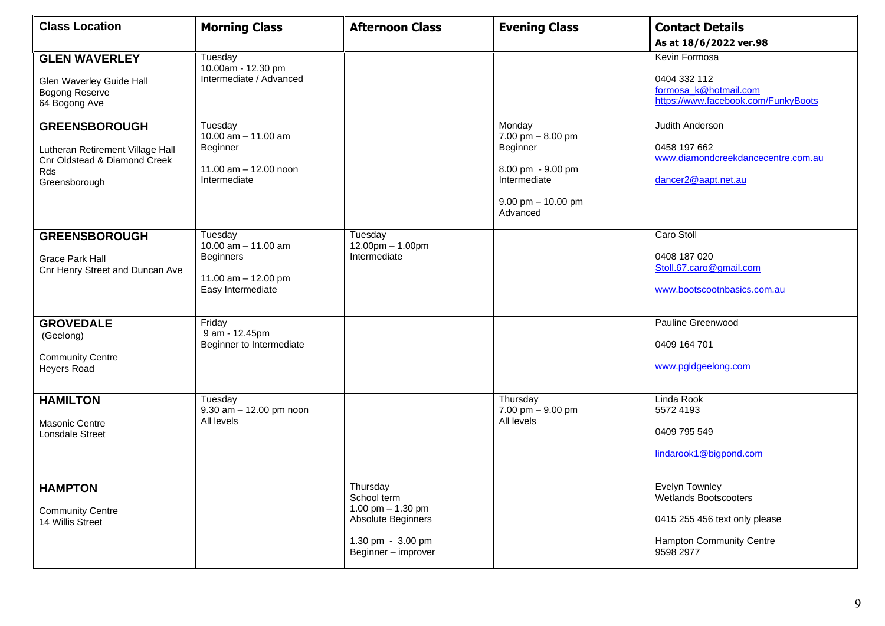| Class Location | Morning Class | Afternoon Class | Evening Class | Contact Details<br>As at 18/6/2022 ver.98 |
|---|---|---|---|---|
| **GLEN WAVERLEY**<br><br>Glen Waverley Guide Hall<br>Bogong Reserve<br>64 Bogong Ave | Tuesday<br>10.00am - 12.30 pm<br>Intermediate / Advanced | | | Kevin Formosa<br><br>0404 332 112<br>formosa_k@hotmail.com<br>https://www.facebook.com/FunkyBoots |
| **GREENSBOROUGH**<br><br>Lutheran Retirement Village Hall<br>Cnr Oldstead & Diamond Creek Rds<br>Greensborough | Tuesday<br>10.00 am – 11.00 am<br>Beginner<br><br>11.00 am – 12.00 noon<br>Intermediate | | Monday<br>7.00 pm – 8.00 pm<br>Beginner<br><br>8.00 pm - 9.00 pm<br>Intermediate<br><br>9.00 pm – 10.00 pm<br>Advanced | Judith Anderson<br><br>0458 197 662<br>www.diamondcreekdancecentre.com.au<br><br>dancer2@aapt.net.au |
| **GREENSBOROUGH**<br><br>Grace Park Hall<br>Cnr Henry Street and Duncan Ave | Tuesday<br>10.00 am – 11.00 am<br>Beginners<br><br>11.00 am – 12.00 pm<br>Easy Intermediate | Tuesday<br>12.00pm – 1.00pm<br>Intermediate | | Caro Stoll<br><br>0408 187 020<br>Stoll.67.caro@gmail.com<br><br>www.bootscootnbasics.com.au |
| **GROVEDALE**<br>(Geelong)<br><br>Community Centre<br>Heyers Road | Friday<br>9 am - 12.45pm<br>Beginner to Intermediate | | | Pauline Greenwood<br><br>0409 164 701<br><br>www.pgldgeelong.com |
| **HAMILTON**<br><br>Masonic Centre<br>Lonsdale Street | Tuesday<br>9.30 am – 12.00 pm noon<br>All levels | | Thursday<br>7.00 pm – 9.00 pm<br>All levels | Linda Rook<br>5572 4193<br><br>0409 795 549<br><br>lindarook1@bigpond.com |
| **HAMPTON**<br><br>Community Centre<br>14 Willis Street | | Thursday<br>School term<br>1.00 pm – 1.30 pm<br>Absolute Beginners<br><br>1.30 pm - 3.00 pm<br>Beginner – improver | | Evelyn Townley<br>Wetlands Bootscooters<br><br>0415 255 456 text only please<br><br>Hampton Community Centre<br>9598 2977 |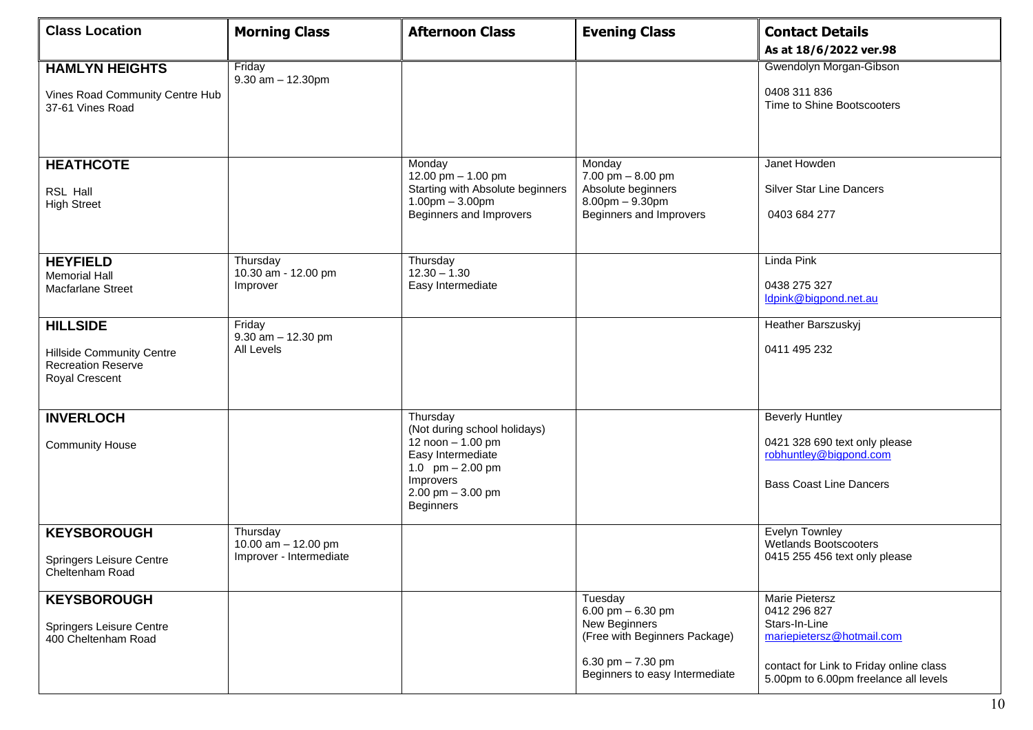| Class Location | Morning Class | Afternoon Class | Evening Class | Contact Details<br>As at 18/6/2022 ver.98 |
|---|---|---|---|---|
| **HAMLYN HEIGHTS**<br><br>Vines Road Community Centre Hub<br>37-61 Vines Road | Friday<br>9.30 am – 12.30pm | | | Gwendolyn Morgan-Gibson<br><br>0408 311 836<br>Time to Shine Bootscooters |
| **HEATHCOTE**<br><br>RSL Hall<br>High Street | | Monday<br>12.00 pm – 1.00 pm<br>Starting with Absolute beginners<br>1.00pm – 3.00pm<br>Beginners and Improvers | Monday<br>7.00 pm – 8.00 pm<br>Absolute beginners<br>8.00pm – 9.30pm<br>Beginners and Improvers | Janet Howden<br><br>Silver Star Line Dancers<br><br>0403 684 277 |
| **HEYFIELD**<br>Memorial Hall<br>Macfarlane Street | Thursday<br>10.30 am - 12.00 pm<br>Improver | Thursday<br>12.30 – 1.30<br>Easy Intermediate | | Linda Pink<br><br>0438 275 327<br>ldpink@bigpond.net.au |
| **HILLSIDE**<br><br>Hillside Community Centre<br>Recreation Reserve<br>Royal Crescent | Friday<br>9.30 am – 12.30 pm<br>All Levels | | | Heather Barszuskyj<br><br>0411 495 232 |
| **INVERLOCH**<br><br>Community House | | Thursday<br>(Not during school holidays)<br>12 noon – 1.00 pm<br>Easy Intermediate<br>1.0 pm – 2.00 pm<br>Improvers<br>2.00 pm – 3.00 pm<br>Beginners | | Beverly Huntley<br><br>0421 328 690 text only please<br>robhuntley@bigpond.com<br><br>Bass Coast Line Dancers |
| **KEYSBOROUGH**<br><br>Springers Leisure Centre<br>Cheltenham Road | Thursday<br>10.00 am – 12.00 pm<br>Improver - Intermediate | | | Evelyn Townley<br>Wetlands Bootscooters<br>0415 255 456 text only please |
| **KEYSBOROUGH**<br><br>Springers Leisure Centre<br>400 Cheltenham Road | | | Tuesday<br>6.00 pm – 6.30 pm<br>New Beginners<br>(Free with Beginners Package)<br><br>6.30 pm – 7.30 pm<br>Beginners to easy Intermediate | Marie Pietersz<br>0412 296 827<br>Stars-In-Line<br>mariepietersz@hotmail.com<br><br>contact for Link to Friday online class<br>5.00pm to 6.00pm freelance all levels |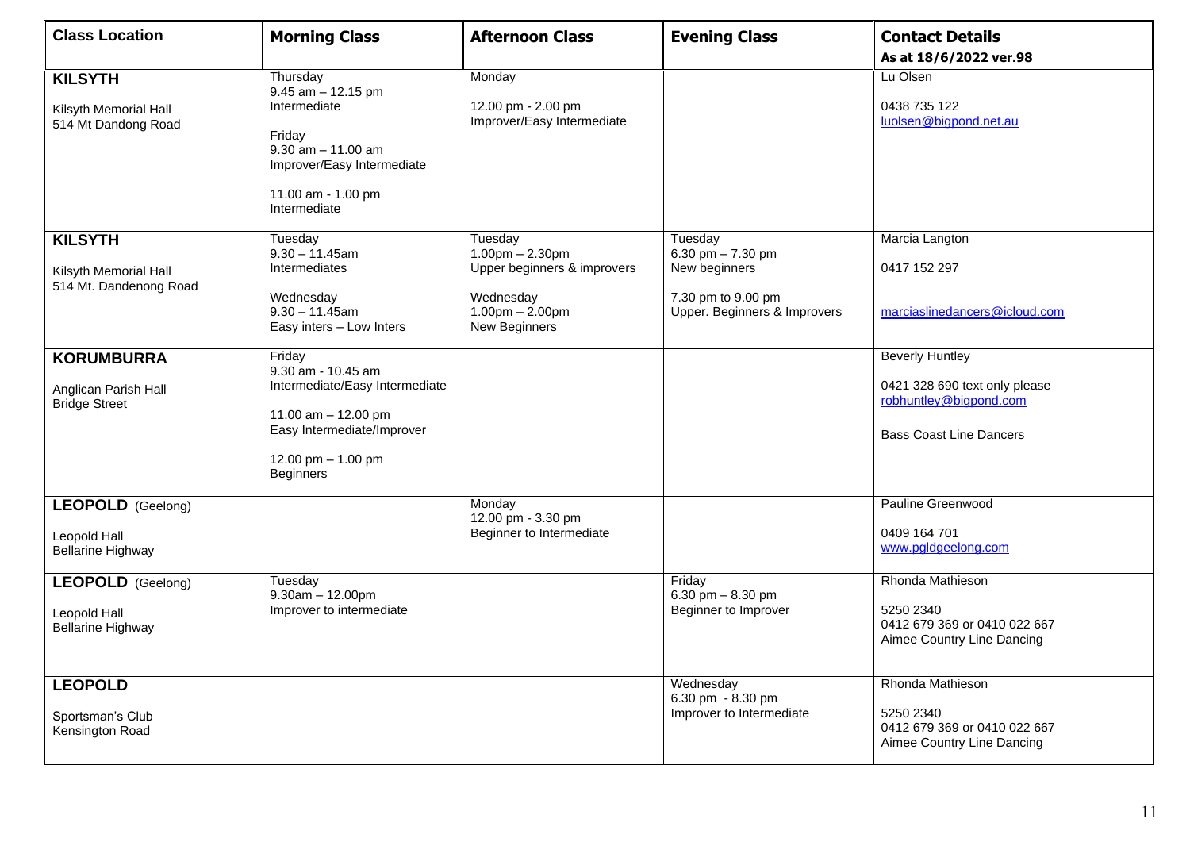| Class Location | Morning Class | Afternoon Class | Evening Class | Contact Details<br>As at 18/6/2022 ver.98 |
|---|---|---|---|---|
| **KILSYTH**<br><br>Kilsyth Memorial Hall<br>514 Mt Dandong Road | Thursday<br>9.45 am – 12.15 pm<br>Intermediate<br><br>Friday<br>9.30 am – 11.00 am<br>Improver/Easy Intermediate<br><br>11.00 am - 1.00 pm<br>Intermediate | Monday<br><br>12.00 pm - 2.00 pm<br>Improver/Easy Intermediate | | Lu Olsen<br><br>0438 735 122<br>luolsen@bigpond.net.au |
| **KILSYTH**<br><br>Kilsyth Memorial Hall<br>514 Mt. Dandenong Road | Tuesday<br>9.30 – 11.45am<br>Intermediates<br><br>Wednesday<br>9.30 – 11.45am<br>Easy inters – Low Inters | Tuesday<br>1.00pm – 2.30pm<br>Upper beginners & improvers<br><br>Wednesday<br>1.00pm – 2.00pm<br>New Beginners | Tuesday<br>6.30 pm – 7.30 pm<br>New beginners<br><br>7.30 pm to 9.00 pm<br>Upper. Beginners & Improvers | Marcia Langton<br><br>0417 152 297<br><br>marciaslinedancers@icloud.com |
| **KORUMBURRA**<br><br>Anglican Parish Hall<br>Bridge Street | Friday<br>9.30 am - 10.45 am<br>Intermediate/Easy Intermediate<br><br>11.00 am – 12.00 pm<br>Easy Intermediate/Improver<br><br>12.00 pm – 1.00 pm<br>Beginners | | | Beverly Huntley<br><br>0421 328 690 text only please<br>robhuntley@bigpond.com<br><br>Bass Coast Line Dancers |
| **LEOPOLD** (Geelong)<br><br>Leopold Hall<br>Bellarine Highway | | Monday<br>12.00 pm - 3.30 pm<br>Beginner to Intermediate | | Pauline Greenwood<br><br>0409 164 701<br>www.pgldgeelong.com |
| **LEOPOLD** (Geelong)<br><br>Leopold Hall<br>Bellarine Highway | Tuesday<br>9.30am – 12.00pm<br>Improver to intermediate | | Friday<br>6.30 pm – 8.30 pm<br>Beginner to Improver | Rhonda Mathieson<br><br>5250 2340<br>0412 679 369 or 0410 022 667<br>Aimee Country Line Dancing |
| **LEOPOLD**<br><br>Sportsman's Club<br>Kensington Road | | | Wednesday<br>6.30 pm - 8.30 pm<br>Improver to Intermediate | Rhonda Mathieson<br><br>5250 2340<br>0412 679 369 or 0410 022 667<br>Aimee Country Line Dancing |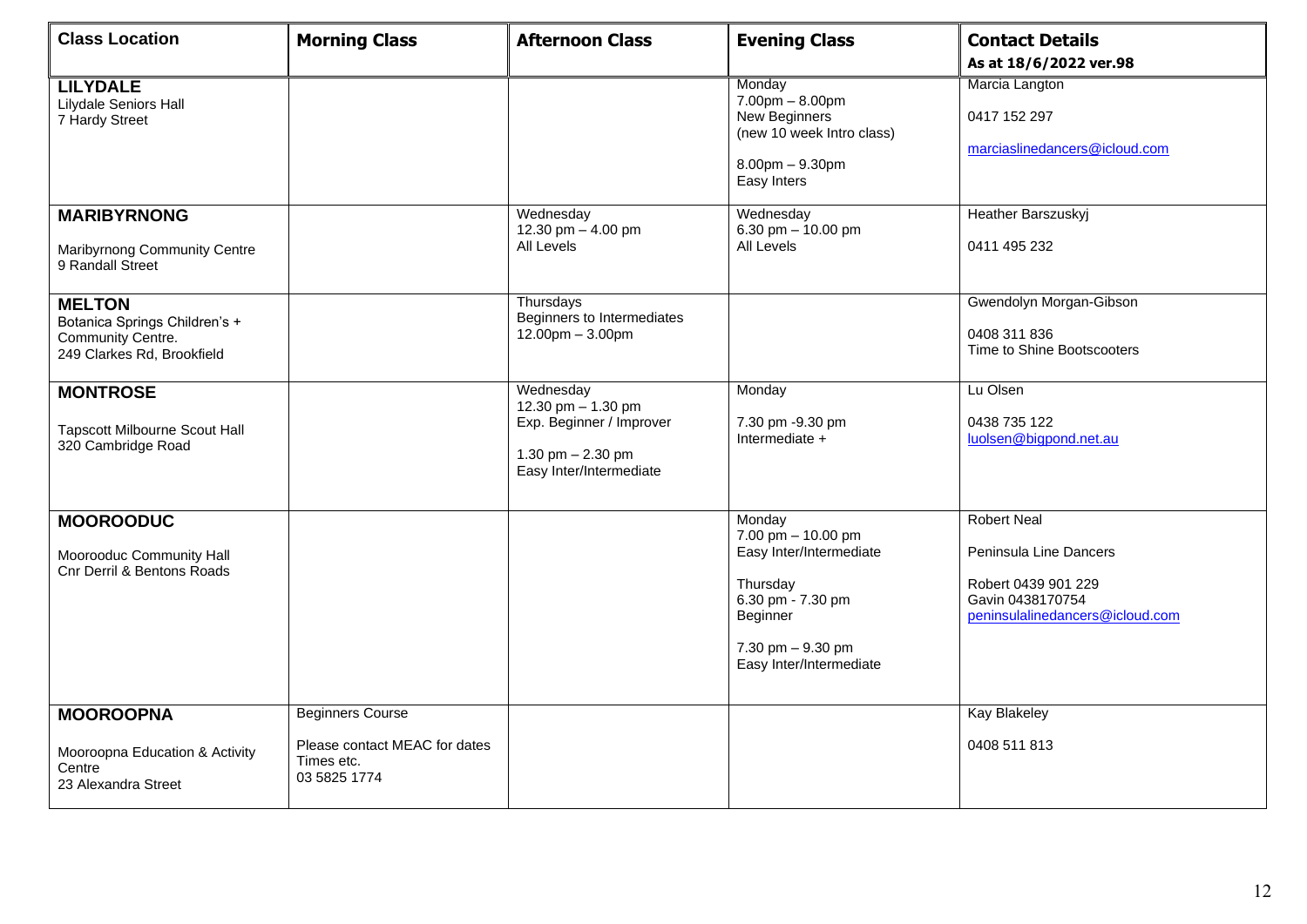| Class Location | Morning Class | Afternoon Class | Evening Class | Contact Details<br>As at 18/6/2022 ver.98 |
|---|---|---|---|---|
| **LILYDALE**<br>Lilydale Seniors Hall<br>7 Hardy Street | | | Monday<br>7.00pm – 8.00pm<br>New Beginners<br>(new 10 week Intro class)<br><br>8.00pm – 9.30pm<br>Easy Inters | Marcia Langton<br><br>0417 152 297<br><br>marciaslinedancers@icloud.com |
| **MARIBYRNONG**<br><br>Maribyrnong Community Centre<br>9 Randall Street | | Wednesday<br>12.30 pm – 4.00 pm<br>All Levels | Wednesday<br>6.30 pm – 10.00 pm<br>All Levels | Heather Barszuskyj<br><br>0411 495 232 |
| **MELTON**<br>Botanica Springs Children's +<br>Community Centre.<br>249 Clarkes Rd, Brookfield | | Thursdays<br>Beginners to Intermediates<br>12.00pm – 3.00pm | | Gwendolyn Morgan-Gibson<br><br>0408 311 836<br>Time to Shine Bootscooters |
| **MONTROSE**<br><br>Tapscott Milbourne Scout Hall<br>320 Cambridge Road | | Wednesday<br>12.30 pm – 1.30 pm<br>Exp. Beginner / Improver<br><br>1.30 pm – 2.30 pm<br>Easy Inter/Intermediate | Monday<br><br>7.30 pm -9.30 pm<br>Intermediate + | Lu Olsen<br><br>0438 735 122<br>luolsen@bigpond.net.au |
| **MOOROODUC**<br><br>Moorooduc Community Hall<br>Cnr Derril & Bentons Roads | | | Monday<br>7.00 pm – 10.00 pm<br>Easy Inter/Intermediate<br><br>Thursday<br>6.30 pm - 7.30 pm<br>Beginner<br><br>7.30 pm – 9.30 pm<br>Easy Inter/Intermediate | Robert Neal<br><br>Peninsula Line Dancers<br><br>Robert 0439 901 229<br>Gavin 0438170754<br>peninsulalinedancers@icloud.com |
| **MOOROOPNA**<br><br>Mooroopna Education & Activity Centre<br>23 Alexandra Street | Beginners Course<br><br>Please contact MEAC for dates<br>Times etc.<br>03 5825 1774 | | | Kay Blakeley<br><br>0408 511 813 |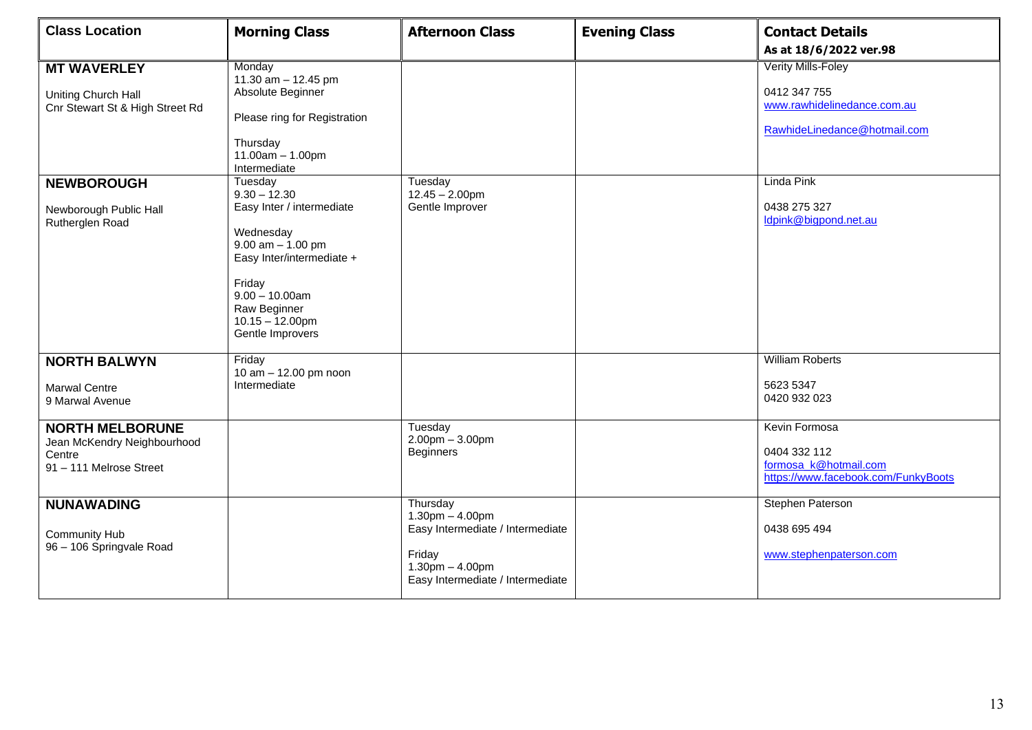| Class Location | Morning Class | Afternoon Class | Evening Class | Contact Details<br>As at 18/6/2022 ver.98 |
|---|---|---|---|---|
| **MT WAVERLEY**<br><br>Uniting Church Hall<br>Cnr Stewart St & High Street Rd | Monday<br>11.30 am – 12.45 pm<br>Absolute Beginner<br><br>Please ring for Registration<br><br>Thursday<br>11.00am – 1.00pm<br>Intermediate | | | Verity Mills-Foley<br><br>0412 347 755<br>www.rawhidelinedance.com.au<br><br>RawhideLinedance@hotmail.com |
| **NEWBOROUGH**<br><br>Newborough Public Hall<br>Rutherglen Road | Tuesday<br>9.30 – 12.30<br>Easy Inter / intermediate<br><br>Wednesday<br>9.00 am – 1.00 pm<br>Easy Inter/intermediate +<br><br>Friday<br>9.00 – 10.00am<br>Raw Beginner<br>10.15 – 12.00pm<br>Gentle Improvers | Tuesday<br>12.45 – 2.00pm<br>Gentle Improver | | Linda Pink<br><br>0438 275 327<br>ldpink@bigpond.net.au |
| **NORTH BALWYN**<br><br>Marwal Centre<br>9 Marwal Avenue | Friday<br>10 am – 12.00 pm noon<br>Intermediate | | | William Roberts<br><br>5623 5347<br>0420 932 023 |
| **NORTH MELBORUNE**<br>Jean McKendry Neighbourhood Centre<br>91 – 111 Melrose Street | | Tuesday<br>2.00pm – 3.00pm<br>Beginners | | Kevin Formosa<br><br>0404 332 112<br>formosa_k@hotmail.com<br>https://www.facebook.com/FunkyBoots |
| **NUNAWADING**<br><br>Community Hub<br>96 – 106 Springvale Road | | Thursday<br>1.30pm – 4.00pm<br>Easy Intermediate / Intermediate<br><br>Friday<br>1.30pm – 4.00pm<br>Easy Intermediate / Intermediate | | Stephen Paterson<br><br>0438 695 494<br><br>www.stephenpaterson.com |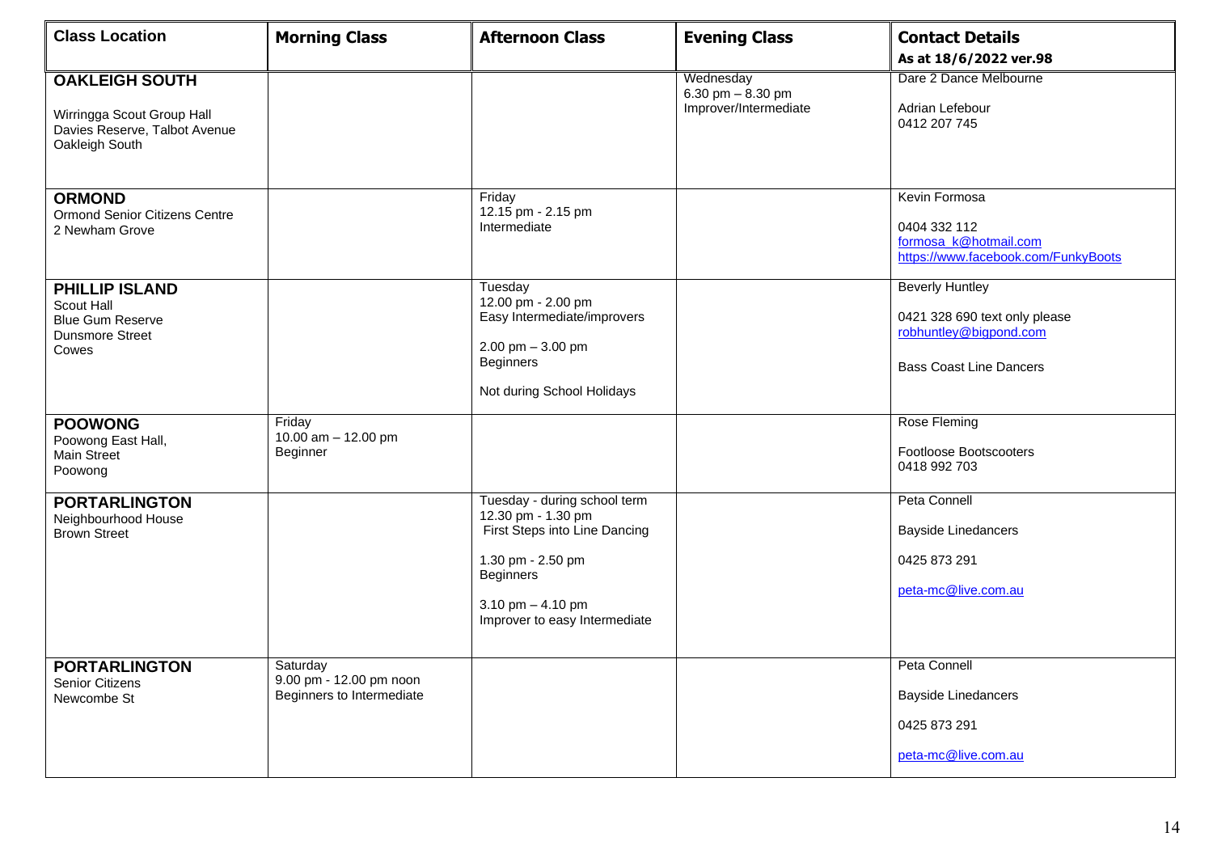| Class Location | Morning Class | Afternoon Class | Evening Class | Contact Details<br>As at 18/6/2022 ver.98 |
|---|---|---|---|---|
| **OAKLEIGH SOUTH**<br><br>Wirringga Scout Group Hall<br>Davies Reserve, Talbot Avenue<br>Oakleigh South | | | Wednesday<br>6.30 pm – 8.30 pm<br>Improver/Intermediate | Dare 2 Dance Melbourne<br><br>Adrian Lefebour<br>0412 207 745 |
| **ORMOND**<br>Ormond Senior Citizens Centre<br>2 Newham Grove | | Friday<br>12.15 pm - 2.15 pm<br>Intermediate | | Kevin Formosa<br><br>0404 332 112<br>formosa_k@hotmail.com<br>https://www.facebook.com/FunkyBoots |
| **PHILLIP ISLAND**<br>Scout Hall<br>Blue Gum Reserve<br>Dunsmore Street<br>Cowes | | Tuesday<br>12.00 pm - 2.00 pm<br>Easy Intermediate/improvers<br><br>2.00 pm – 3.00 pm<br>Beginners<br><br>Not during School Holidays | | Beverly Huntley<br><br>0421 328 690 text only please<br>robhuntley@bigpond.com<br><br>Bass Coast Line Dancers |
| **POOWONG**<br>Poowong East Hall,<br>Main Street<br>Poowong | Friday<br>10.00 am – 12.00 pm<br>Beginner | | | Rose Fleming<br><br>Footloose Bootscooters<br>0418 992 703 |
| **PORTARLINGTON**<br>Neighbourhood House<br>Brown Street | | Tuesday - during school term<br>12.30 pm - 1.30 pm<br>First Steps into Line Dancing<br><br>1.30 pm - 2.50 pm<br>Beginners<br><br>3.10 pm – 4.10 pm<br>Improver to easy Intermediate | | Peta Connell<br><br>Bayside Linedancers<br><br>0425 873 291<br><br>peta-mc@live.com.au |
| **PORTARLINGTON**<br>Senior Citizens<br>Newcombe St | Saturday<br>9.00 pm - 12.00 pm noon<br>Beginners to Intermediate | | | Peta Connell<br><br>Bayside Linedancers<br><br>0425 873 291<br><br>peta-mc@live.com.au |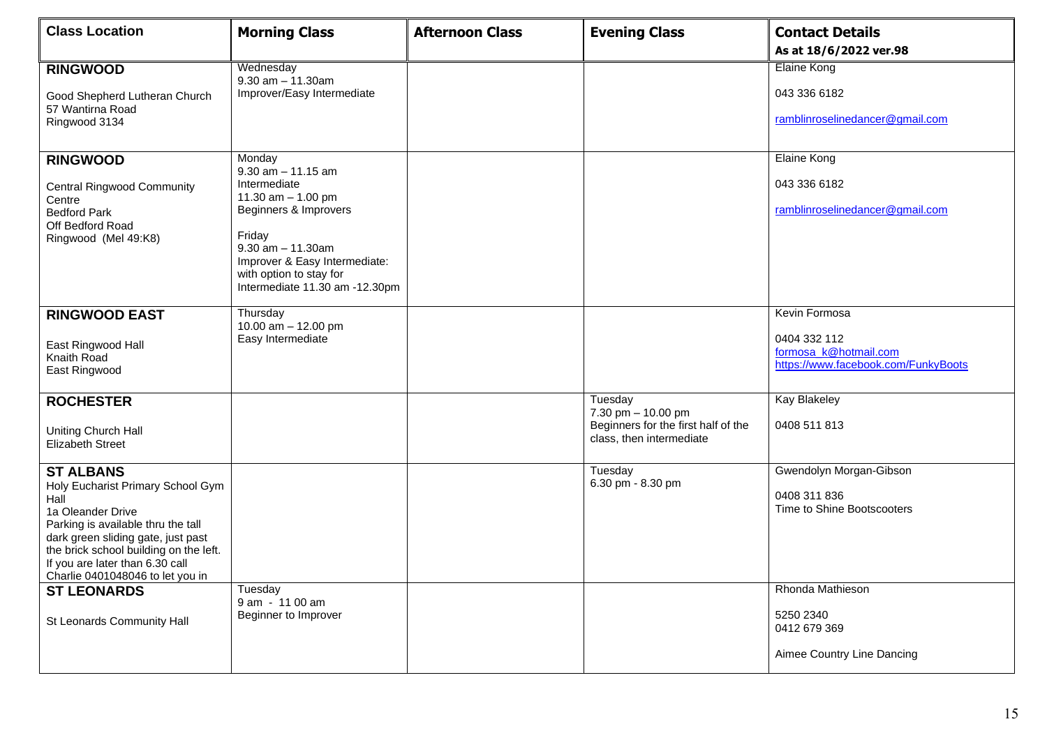| Class Location | Morning Class | Afternoon Class | Evening Class | Contact Details<br>As at 18/6/2022 ver.98 |
|---|---|---|---|---|
| **RINGWOOD**<br><br>Good Shepherd Lutheran Church<br>57 Wantirna Road<br>Ringwood 3134 | Wednesday<br>9.30 am – 11.30am<br>Improver/Easy Intermediate | | | Elaine Kong<br><br>043 336 6182<br><br>ramblinroselinedancer@gmail.com |
| **RINGWOOD**<br><br>Central Ringwood Community Centre<br>Bedford Park<br>Off Bedford Road<br>Ringwood (Mel 49:K8) | Monday<br>9.30 am – 11.15 am<br>Intermediate<br>11.30 am – 1.00 pm<br>Beginners & Improvers<br><br>Friday<br>9.30 am – 11.30am<br>Improver & Easy Intermediate: with option to stay for Intermediate 11.30 am -12.30pm | | | Elaine Kong<br><br>043 336 6182<br><br>ramblinroselinedancer@gmail.com |
| **RINGWOOD EAST**<br><br>East Ringwood Hall<br>Knaith Road<br>East Ringwood | Thursday<br>10.00 am – 12.00 pm<br>Easy Intermediate | | | Kevin Formosa<br><br>0404 332 112<br>formosa_k@hotmail.com<br>https://www.facebook.com/FunkyBoots |
| **ROCHESTER**<br><br>Uniting Church Hall<br>Elizabeth Street | | | Tuesday<br>7.30 pm – 10.00 pm<br>Beginners for the first half of the class, then intermediate | Kay Blakeley<br><br>0408 511 813 |
| **ST ALBANS**<br>Holy Eucharist Primary School Gym Hall<br>1a Oleander Drive<br>Parking is available thru the tall dark green sliding gate, just past the brick school building on the left. If you are later than 6.30 call Charlie 0401048046 to let you in | | | Tuesday<br>6.30 pm - 8.30 pm | Gwendolyn Morgan-Gibson<br><br>0408 311 836<br>Time to Shine Bootscooters |
| **ST LEONARDS**<br><br>St Leonards Community Hall | Tuesday<br>9 am - 11 00 am<br>Beginner to Improver | | | Rhonda Mathieson<br><br>5250 2340<br>0412 679 369<br><br>Aimee Country Line Dancing |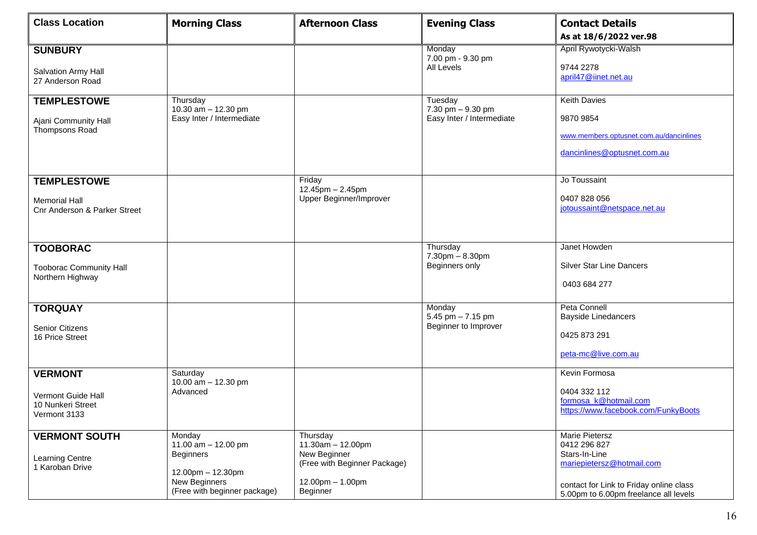| Class Location | Morning Class | Afternoon Class | Evening Class | Contact Details<br>As at 18/6/2022 ver.98 |
|---|---|---|---|---|
| **SUNBURY**<br><br>Salvation Army Hall<br>27 Anderson Road | | | Monday<br>7.00 pm - 9.30 pm<br>All Levels | April Rywotycki-Walsh<br><br>9744 2278<br>april47@iinet.net.au |
| **TEMPLESTOWE**<br><br>Ajani Community Hall<br>Thompsons Road | Thursday<br>10.30 am – 12.30 pm<br>Easy Inter / Intermediate | | Tuesday<br>7.30 pm – 9.30 pm<br>Easy Inter / Intermediate | Keith Davies<br><br>9870 9854<br><br>www.members.optusnet.com.au/dancinlines<br><br>dancinlines@optusnet.com.au |
| **TEMPLESTOWE**<br><br>Memorial Hall<br>Cnr Anderson & Parker Street | | Friday<br>12.45pm – 2.45pm<br>Upper Beginner/Improver | | Jo Toussaint<br><br>0407 828 056<br>jotoussaint@netspace.net.au |
| **TOOBORAC**<br><br>Tooborac Community Hall<br>Northern Highway | | | Thursday<br>7.30pm – 8.30pm<br>Beginners only | Janet Howden<br><br>Silver Star Line Dancers<br><br>0403 684 277 |
| **TORQUAY**<br><br>Senior Citizens<br>16 Price Street | | | Monday<br>5.45 pm – 7.15 pm<br>Beginner to Improver | Peta Connell<br>Bayside Linedancers<br><br>0425 873 291<br><br>peta-mc@live.com.au |
| **VERMONT**<br><br>Vermont Guide Hall<br>10 Nunkeri Street<br>Vermont 3133 | Saturday<br>10.00 am – 12.30 pm<br>Advanced | | | Kevin Formosa<br><br>0404 332 112<br>formosa_k@hotmail.com<br>https://www.facebook.com/FunkyBoots |
| **VERMONT SOUTH**<br><br>Learning Centre<br>1 Karoban Drive | Monday<br>11.00 am – 12.00 pm<br>Beginners<br><br>12.00pm – 12.30pm<br>New Beginners<br>(Free with beginner package) | Thursday<br>11.30am – 12.00pm<br>New Beginner<br>(Free with Beginner Package)<br><br>12.00pm – 1.00pm<br>Beginner | | Marie Pietersz<br>0412 296 827<br>Stars-In-Line<br>mariepietersz@hotmail.com<br><br>contact for Link to Friday online class<br>5.00pm to 6.00pm freelance all levels |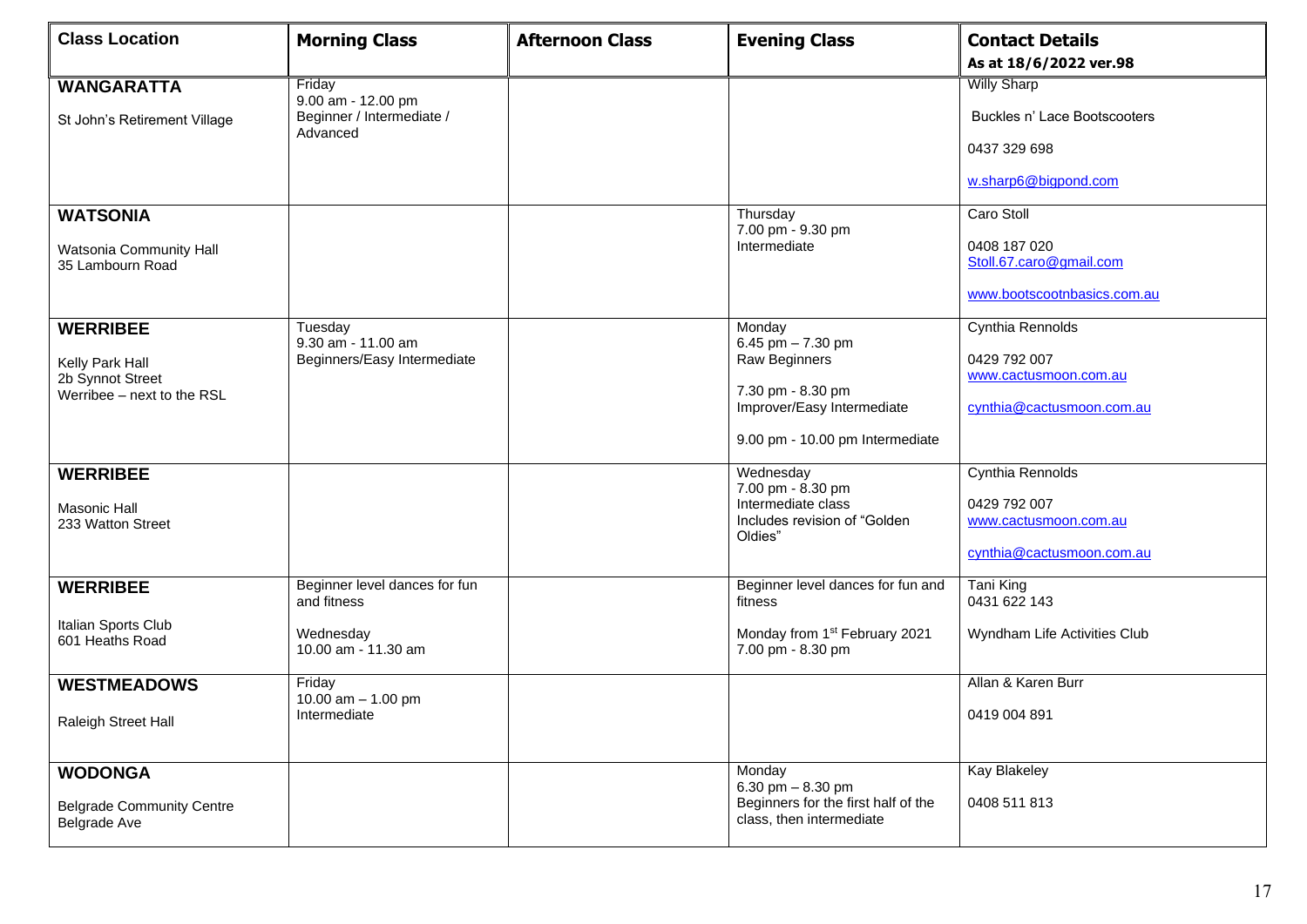| Class Location | Morning Class | Afternoon Class | Evening Class | Contact Details<br>As at 18/6/2022 ver.98 |
|---|---|---|---|---|
| **WANGARATTA**<br><br>St John's Retirement Village | Friday<br>9.00 am - 12.00 pm<br>Beginner / Intermediate / Advanced | | | Willy Sharp<br><br>Buckles n' Lace Bootscooters<br><br>0437 329 698<br><br>w.sharp6@bigpond.com |
| **WATSONIA**<br><br>Watsonia Community Hall<br>35 Lambourn Road | | | Thursday<br>7.00 pm - 9.30 pm<br>Intermediate | Caro Stoll<br><br>0408 187 020<br>Stoll.67.caro@gmail.com<br><br>www.bootscootnbasics.com.au |
| **WERRIBEE**<br><br>Kelly Park Hall<br>2b Synnot Street<br>Werribee – next to the RSL | Tuesday<br>9.30 am - 11.00 am<br>Beginners/Easy Intermediate | | Monday<br>6.45 pm – 7.30 pm<br>Raw Beginners<br><br>7.30 pm - 8.30 pm<br>Improver/Easy Intermediate<br><br>9.00 pm - 10.00 pm Intermediate | Cynthia Rennolds<br><br>0429 792 007<br>www.cactusmoon.com.au<br><br>cynthia@cactusmoon.com.au |
| **WERRIBEE**<br><br>Masonic Hall<br>233 Watton Street | | | Wednesday<br>7.00 pm - 8.30 pm<br>Intermediate class<br>Includes revision of "Golden Oldies" | Cynthia Rennolds<br><br>0429 792 007<br>www.cactusmoon.com.au<br><br>cynthia@cactusmoon.com.au |
| **WERRIBEE**<br><br>Italian Sports Club<br>601 Heaths Road | Beginner level dances for fun and fitness<br><br>Wednesday<br>10.00 am - 11.30 am | | Beginner level dances for fun and fitness<br><br>Monday from 1st February 2021<br>7.00 pm - 8.30 pm | Tani King<br>0431 622 143<br><br>Wyndham Life Activities Club |
| **WESTMEADOWS**<br><br>Raleigh Street Hall | Friday<br>10.00 am – 1.00 pm<br>Intermediate | | | Allan & Karen Burr<br><br>0419 004 891 |
| **WODONGA**<br><br>Belgrade Community Centre<br>Belgrade Ave | | | Monday<br>6.30 pm – 8.30 pm<br>Beginners for the first half of the class, then intermediate | Kay Blakeley<br><br>0408 511 813 |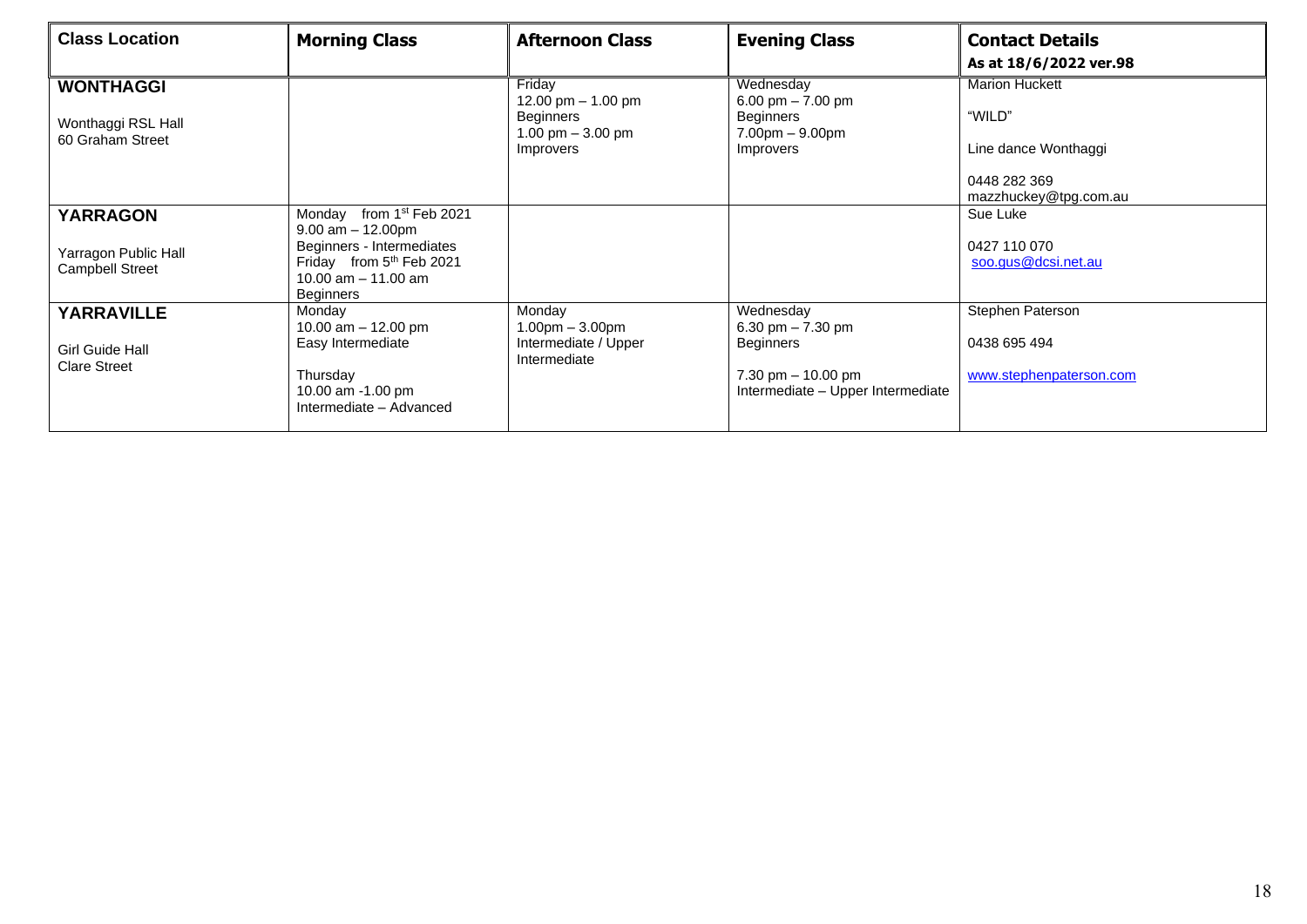| **Class Location** | **Morning Class** | **Afternoon Class** | **Evening Class** | **Contact Details** As at 18/6/2022 ver.98 |
|---|---|---|---|---|
| **WONTHAGGI**<br><br>Wonthaggi RSL Hall<br>60 Graham Street | | Friday<br>12.00 pm – 1.00 pm<br>Beginners<br>1.00 pm – 3.00 pm<br>Improvers | Wednesday<br>6.00 pm – 7.00 pm<br>Beginners<br>7.00pm – 9.00pm<br>Improvers | Marion Huckett<br><br>"WILD"<br><br>Line dance Wonthaggi<br><br>0448 282 369<br>mazzhuckey@tpg.com.au |
| **YARRAGON**<br><br>Yarragon Public Hall<br>Campbell Street | Monday from 1st Feb 2021<br>9.00 am – 12.00pm<br>Beginners - Intermediates<br>Friday from 5th Feb 2021<br>10.00 am – 11.00 am<br>Beginners | | | Sue Luke<br><br>0427 110 070<br>soo.gus@dcsi.net.au |
| **YARRAVILLE**<br><br>Girl Guide Hall<br>Clare Street | Monday<br>10.00 am – 12.00 pm<br>Easy Intermediate<br><br>Thursday<br>10.00 am -1.00 pm<br>Intermediate – Advanced | Monday<br>1.00pm – 3.00pm<br>Intermediate / Upper Intermediate | Wednesday<br>6.30 pm – 7.30 pm<br>Beginners<br><br>7.30 pm – 10.00 pm<br>Intermediate – Upper Intermediate | Stephen Paterson<br><br>0438 695 494<br><br>www.stephenpaterson.com |